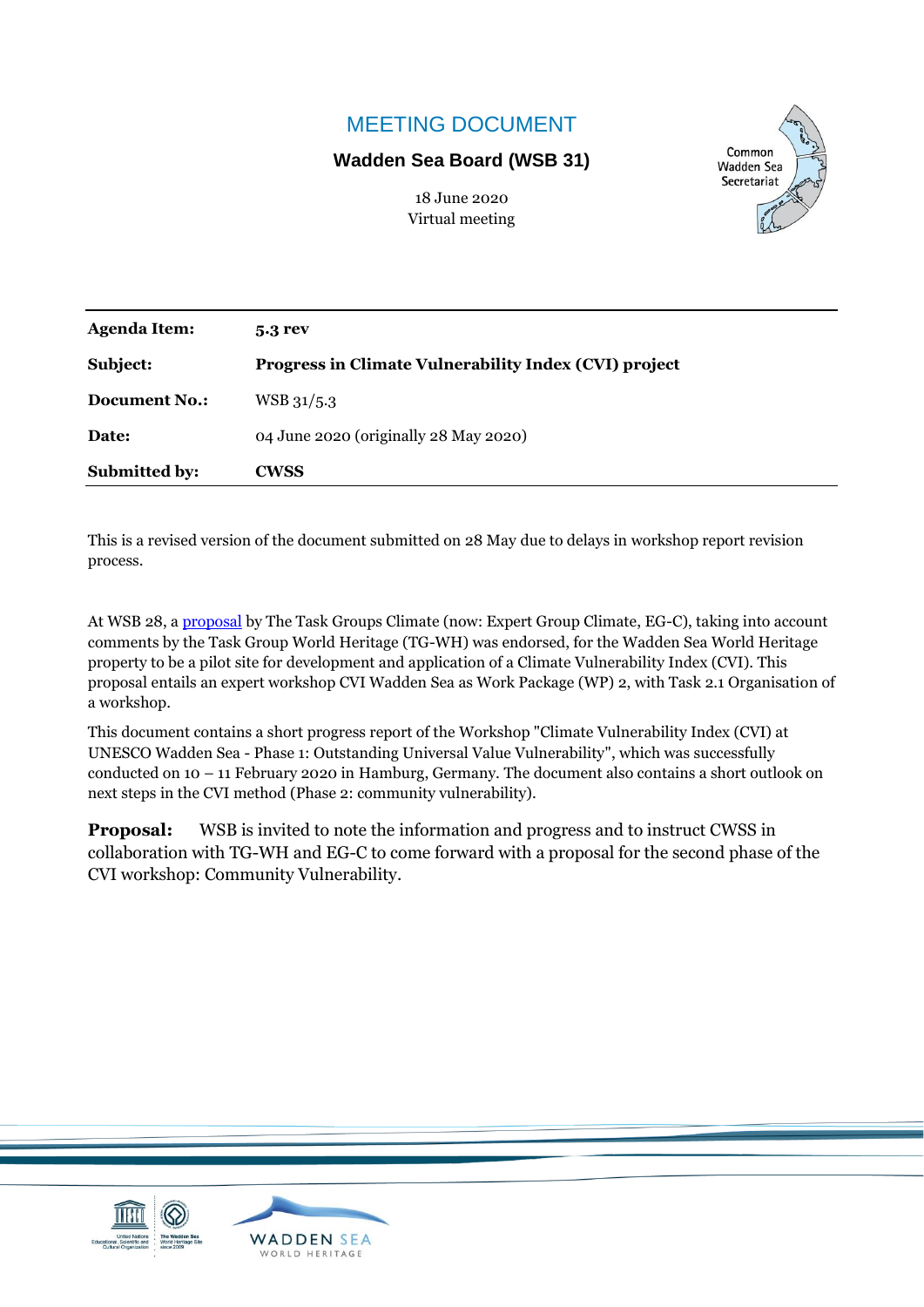# MEETING DOCUMENT

**Wadden Sea Board (WSB 31)**

18 June 2020
Virtual meeting

| | |
|---|---|
| **Agenda Item:** | **5.3 rev** |
| **Subject:** | **Progress in Climate Vulnerability Index (CVI) project** |
| **Document No.:** | WSB 31/5.3 |
| **Date:** | 04 June 2020 (originally 28 May 2020) |
| **Submitted by:** | **CWSS** |

This is a revised version of the document submitted on 28 May due to delays in workshop report revision process.

At WSB 28, a proposal by The Task Groups Climate (now: Expert Group Climate, EG-C), taking into account comments by the Task Group World Heritage (TG-WH) was endorsed, for the Wadden Sea World Heritage property to be a pilot site for development and application of a Climate Vulnerability Index (CVI). This proposal entails an expert workshop CVI Wadden Sea as Work Package (WP) 2, with Task 2.1 Organisation of a workshop.

This document contains a short progress report of the Workshop "Climate Vulnerability Index (CVI) at UNESCO Wadden Sea - Phase 1: Outstanding Universal Value Vulnerability", which was successfully conducted on 10 – 11 February 2020 in Hamburg, Germany. The document also contains a short outlook on next steps in the CVI method (Phase 2: community vulnerability).

**Proposal:** WSB is invited to note the information and progress and to instruct CWSS in collaboration with TG-WH and EG-C to come forward with a proposal for the second phase of the CVI workshop: Community Vulnerability.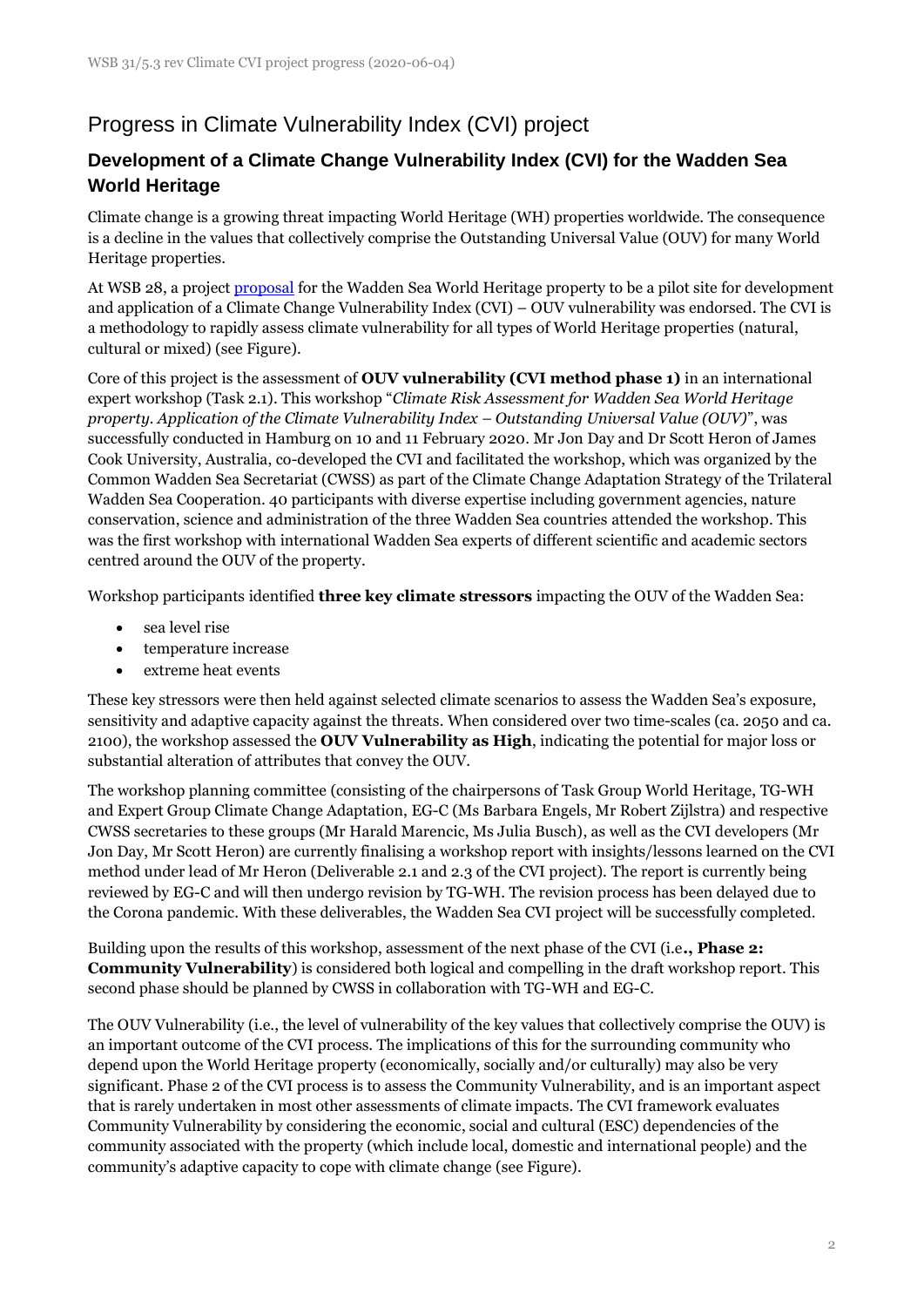# Progress in Climate Vulnerability Index (CVI) project

## Development of a Climate Change Vulnerability Index (CVI) for the Wadden Sea World Heritage

Climate change is a growing threat impacting World Heritage (WH) properties worldwide. The consequence is a decline in the values that collectively comprise the Outstanding Universal Value (OUV) for many World Heritage properties.

At WSB 28, a project proposal for the Wadden Sea World Heritage property to be a pilot site for development and application of a Climate Change Vulnerability Index (CVI) – OUV vulnerability was endorsed. The CVI is a methodology to rapidly assess climate vulnerability for all types of World Heritage properties (natural, cultural or mixed) (see Figure).

Core of this project is the assessment of **OUV vulnerability (CVI method phase 1)** in an international expert workshop (Task 2.1). This workshop "*Climate Risk Assessment for Wadden Sea World Heritage property. Application of the Climate Vulnerability Index – Outstanding Universal Value (OUV)*", was successfully conducted in Hamburg on 10 and 11 February 2020. Mr Jon Day and Dr Scott Heron of James Cook University, Australia, co-developed the CVI and facilitated the workshop, which was organized by the Common Wadden Sea Secretariat (CWSS) as part of the Climate Change Adaptation Strategy of the Trilateral Wadden Sea Cooperation. 40 participants with diverse expertise including government agencies, nature conservation, science and administration of the three Wadden Sea countries attended the workshop. This was the first workshop with international Wadden Sea experts of different scientific and academic sectors centred around the OUV of the property.

Workshop participants identified **three key climate stressors** impacting the OUV of the Wadden Sea:

- sea level rise
- temperature increase
- extreme heat events

These key stressors were then held against selected climate scenarios to assess the Wadden Sea's exposure, sensitivity and adaptive capacity against the threats. When considered over two time-scales (ca. 2050 and ca. 2100), the workshop assessed the **OUV Vulnerability as High**, indicating the potential for major loss or substantial alteration of attributes that convey the OUV.

The workshop planning committee (consisting of the chairpersons of Task Group World Heritage, TG-WH and Expert Group Climate Change Adaptation, EG-C (Ms Barbara Engels, Mr Robert Zijlstra) and respective CWSS secretaries to these groups (Mr Harald Marencic, Ms Julia Busch), as well as the CVI developers (Mr Jon Day, Mr Scott Heron) are currently finalising a workshop report with insights/lessons learned on the CVI method under lead of Mr Heron (Deliverable 2.1 and 2.3 of the CVI project). The report is currently being reviewed by EG-C and will then undergo revision by TG-WH. The revision process has been delayed due to the Corona pandemic. With these deliverables, the Wadden Sea CVI project will be successfully completed.

Building upon the results of this workshop, assessment of the next phase of the CVI (i.e**., Phase 2: Community Vulnerability**) is considered both logical and compelling in the draft workshop report. This second phase should be planned by CWSS in collaboration with TG-WH and EG-C.

The OUV Vulnerability (i.e., the level of vulnerability of the key values that collectively comprise the OUV) is an important outcome of the CVI process. The implications of this for the surrounding community who depend upon the World Heritage property (economically, socially and/or culturally) may also be very significant. Phase 2 of the CVI process is to assess the Community Vulnerability, and is an important aspect that is rarely undertaken in most other assessments of climate impacts. The CVI framework evaluates Community Vulnerability by considering the economic, social and cultural (ESC) dependencies of the community associated with the property (which include local, domestic and international people) and the community's adaptive capacity to cope with climate change (see Figure).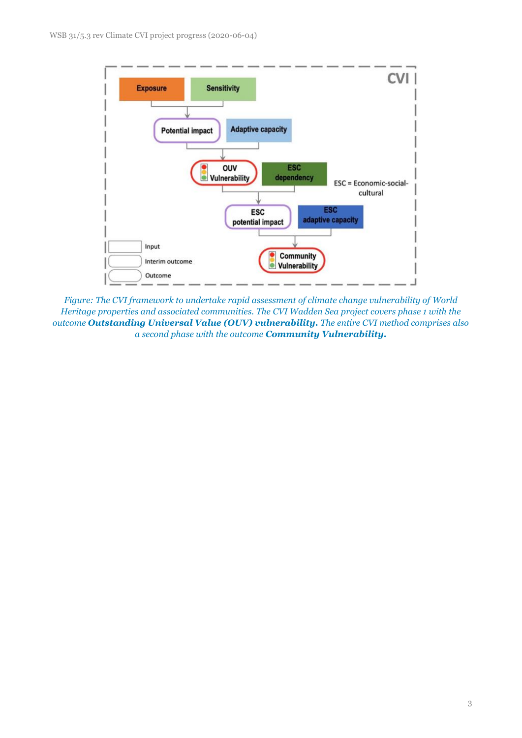CVI

Exposure

Sensitivity

Potential impact

Adaptive capacity

OUV Vulnerability

ESC dependency

ESC = Economic-social-cultural

ESC potential impact

ESC adaptive capacity

Community Vulnerability

Input

Interim outcome

Outcome

*Figure: The CVI framework to undertake rapid assessment of climate change vulnerability of World Heritage properties and associated communities. The CVI Wadden Sea project covers phase 1 with the outcome* ***Outstanding Universal Value (OUV) vulnerability.*** *The entire CVI method comprises also a second phase with the outcome* ***Community Vulnerability.***